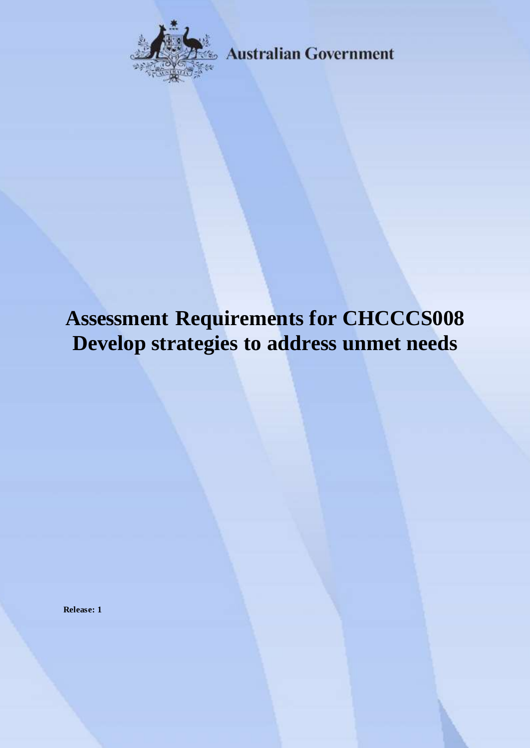Australian Government

# Assessment Requirements for CHCCCS008 Develop strategies to address unmet needs

**Release: 1**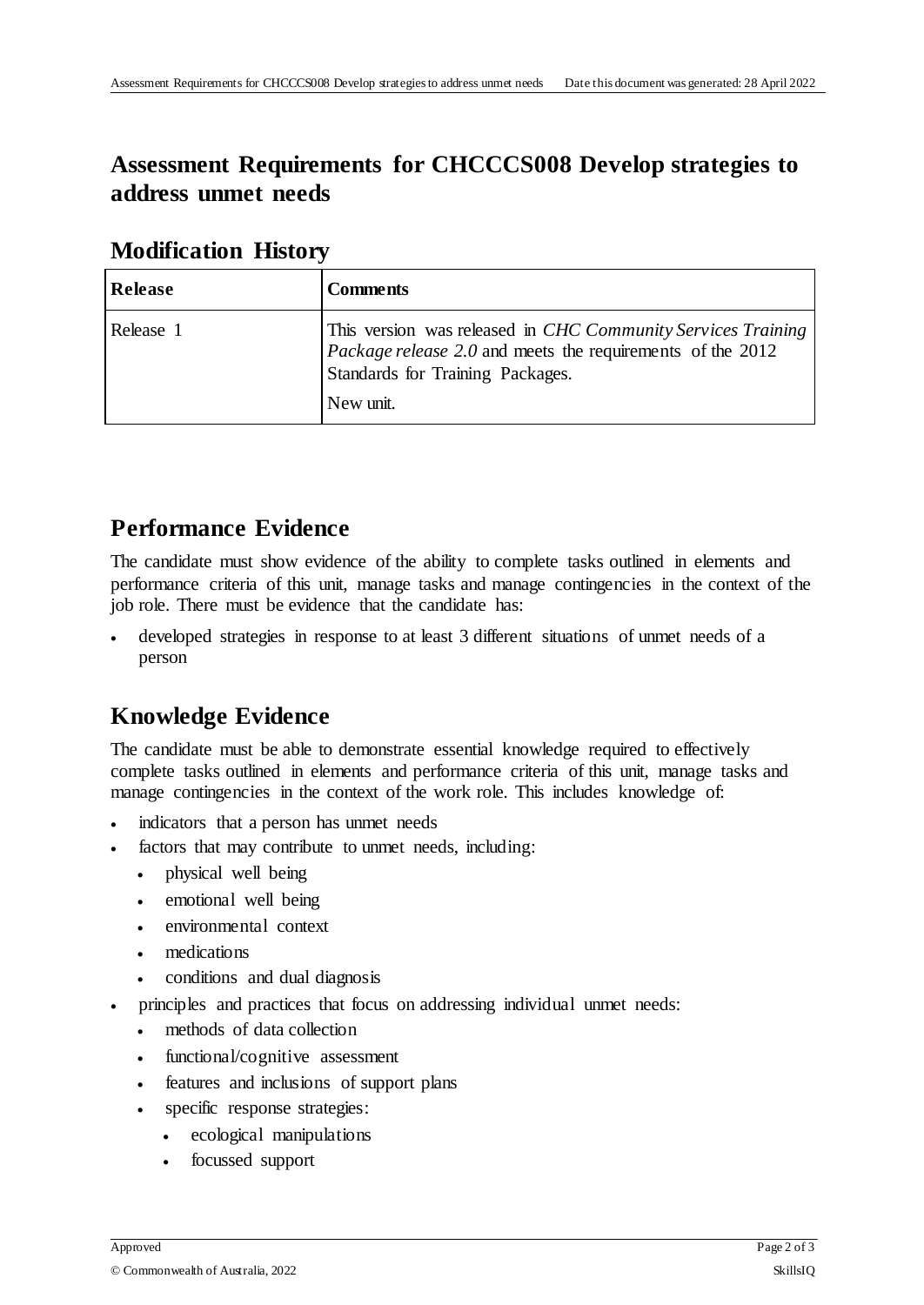# Assessment Requirements for CHCCCS008 Develop strategies to address unmet needs

## Modification History

| Release | Comments |
| --- | --- |
| Release 1 | This version was released in *CHC Community Services Training Package release 2.0* and meets the requirements of the 2012 Standards for Training Packages.<br><br>New unit. |

## Performance Evidence

The candidate must show evidence of the ability to complete tasks outlined in elements and performance criteria of this unit, manage tasks and manage contingencies in the context of the job role. There must be evidence that the candidate has:

- developed strategies in response to at least 3 different situations of unmet needs of a person

## Knowledge Evidence

The candidate must be able to demonstrate essential knowledge required to effectively complete tasks outlined in elements and performance criteria of this unit, manage tasks and manage contingencies in the context of the work role. This includes knowledge of:

- indicators that a person has unmet needs
- factors that may contribute to unmet needs, including:
  - physical well being
  - emotional well being
  - environmental context
  - medications
  - conditions and dual diagnosis
- principles and practices that focus on addressing individual unmet needs:
  - methods of data collection
  - functional/cognitive assessment
  - features and inclusions of support plans
  - specific response strategies:
    - ecological manipulations
    - focussed support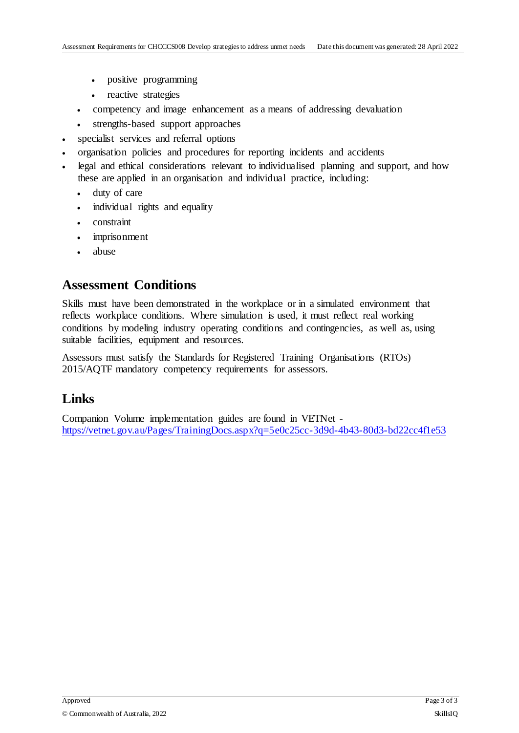- positive programming
    - reactive strategies
  - competency and image enhancement as a means of addressing devaluation
  - strengths-based support approaches
- specialist services and referral options
- organisation policies and procedures for reporting incidents and accidents
- legal and ethical considerations relevant to individualised planning and support, and how these are applied in an organisation and individual practice, including:
  - duty of care
  - individual rights and equality
  - constraint
  - imprisonment
  - abuse

## Assessment Conditions

Skills must have been demonstrated in the workplace or in a simulated environment that reflects workplace conditions. Where simulation is used, it must reflect real working conditions by modeling industry operating conditions and contingencies, as well as, using suitable facilities, equipment and resources.

Assessors must satisfy the Standards for Registered Training Organisations (RTOs) 2015/AQTF mandatory competency requirements for assessors.

## Links

Companion Volume implementation guides are found in VETNet - https://vetnet.gov.au/Pages/TrainingDocs.aspx?q=5e0c25cc-3d9d-4b43-80d3-bd22cc4f1e53